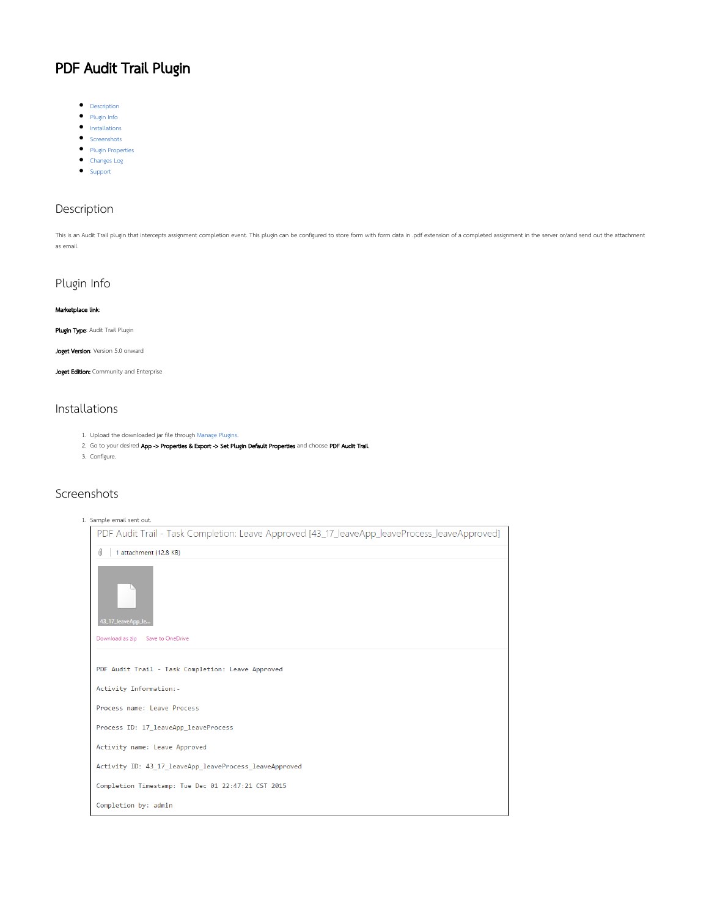# PDF Audit Trail Plugin

- Description
- Plugin Info
- Installations
- Screenshots
- Plugin Properties
- Changes Log
- Support

## Description

This is an Audit Trail plugin that intercepts assignment completion event. This plugin can be configured to store form with form data in .pdf extension of a completed assignment in the server or/and send out the attachment as email.

## Plugin Info

**Marketplace link**:

**Plugin Type**: Audit Trail Plugin

**Joget Version**: Version 5.0 onward

**Joget Edition:** Community and Enterprise

## Installations

1. Upload the downloaded jar file through Manage Plugins.
2. Go to your desired **App -> Properties & Export -> Set Plugin Default Properties** and choose **PDF Audit Trail**.
3. Configure.

## Screenshots

1. Sample email sent out.

PDF Audit Trail - Task Completion: Leave Approved [43_17_leaveApp_leaveProcess_leaveApproved]

1 attachment (12.8 KB)

43_17_leaveApp_le...

Download as zip    Save to OneDrive

```
PDF Audit Trail - Task Completion: Leave Approved

Activity Information:-

Process name: Leave Process

Process ID: 17_leaveApp_leaveProcess

Activity name: Leave Approved

Activity ID: 43_17_leaveApp_leaveProcess_leaveApproved

Completion Timestamp: Tue Dec 01 22:47:21 CST 2015

Completion by: admin
```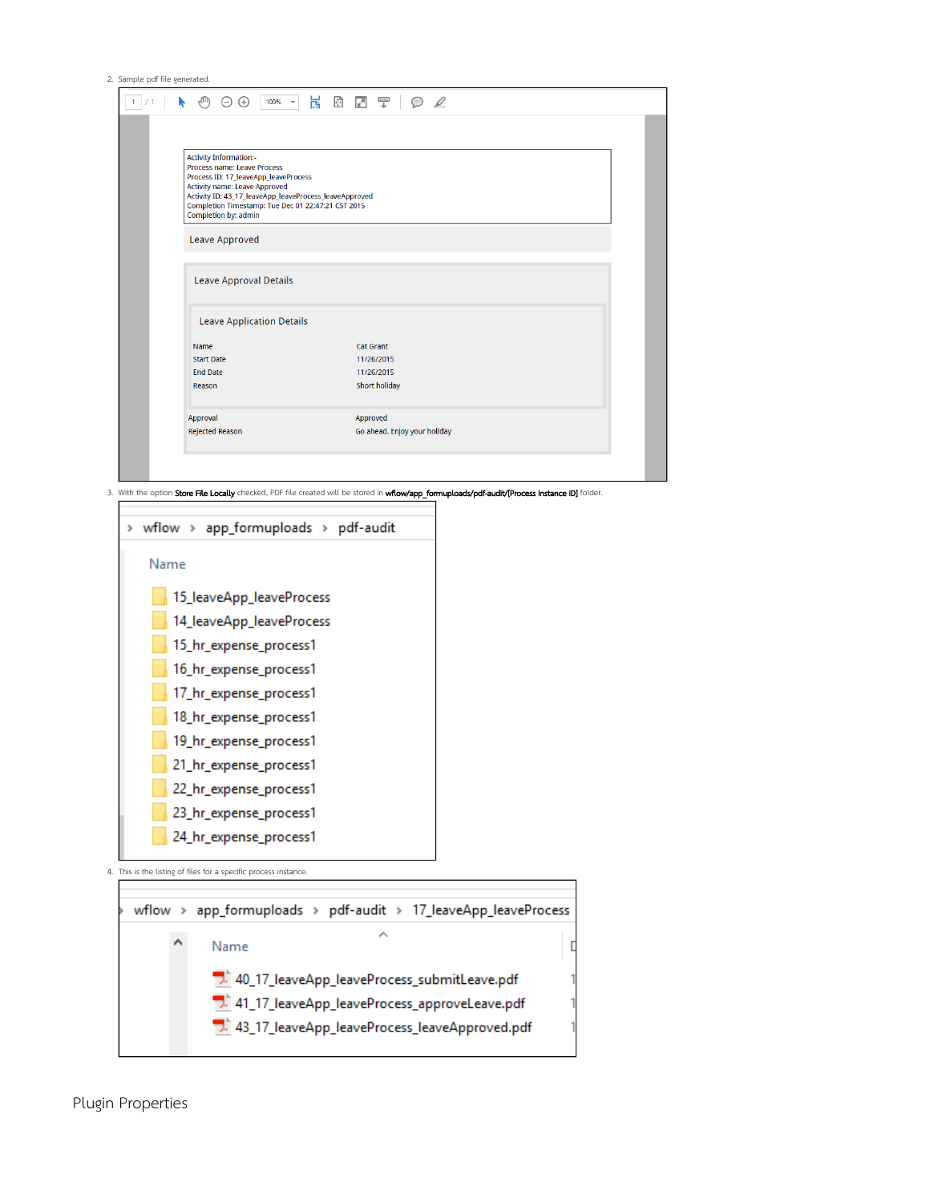2. Sample pdf file generated.

Activity Information:-
Process name: Leave Process
Process ID: 17_leaveApp_leaveProcess
Activity name: Leave Approved
Activity ID: 43_17_leaveApp_leaveProcess_leaveApproved
Completion Timestamp: Tue Dec 01 22:47:21 CST 2015
Completion by: admin

Leave Approved

Leave Approval Details

Leave Application Details

| | |
|---|---|
| Name | Cat Grant |
| Start Date | 11/26/2015 |
| End Date | 11/26/2015 |
| Reason | Short holiday |
| Approval | Approved |
| Rejected Reason | Go ahead. Enjoy your holiday |

3. With the option **Store File Locally** checked, PDF file created will be stored in **wflow/app_formuploads/pdf-audit/[Process Instance ID]** folder.

wflow > app_formuploads > pdf-audit

Name

- 15_leaveApp_leaveProcess
- 14_leaveApp_leaveProcess
- 15_hr_expense_process1
- 16_hr_expense_process1
- 17_hr_expense_process1
- 18_hr_expense_process1
- 19_hr_expense_process1
- 21_hr_expense_process1
- 22_hr_expense_process1
- 23_hr_expense_process1
- 24_hr_expense_process1

4. This is the listing of files for a specific process instance.

wflow > app_formuploads > pdf-audit > 17_leaveApp_leaveProcess

Name

- 40_17_leaveApp_leaveProcess_submitLeave.pdf
- 41_17_leaveApp_leaveProcess_approveLeave.pdf
- 43_17_leaveApp_leaveProcess_leaveApproved.pdf

# Plugin Properties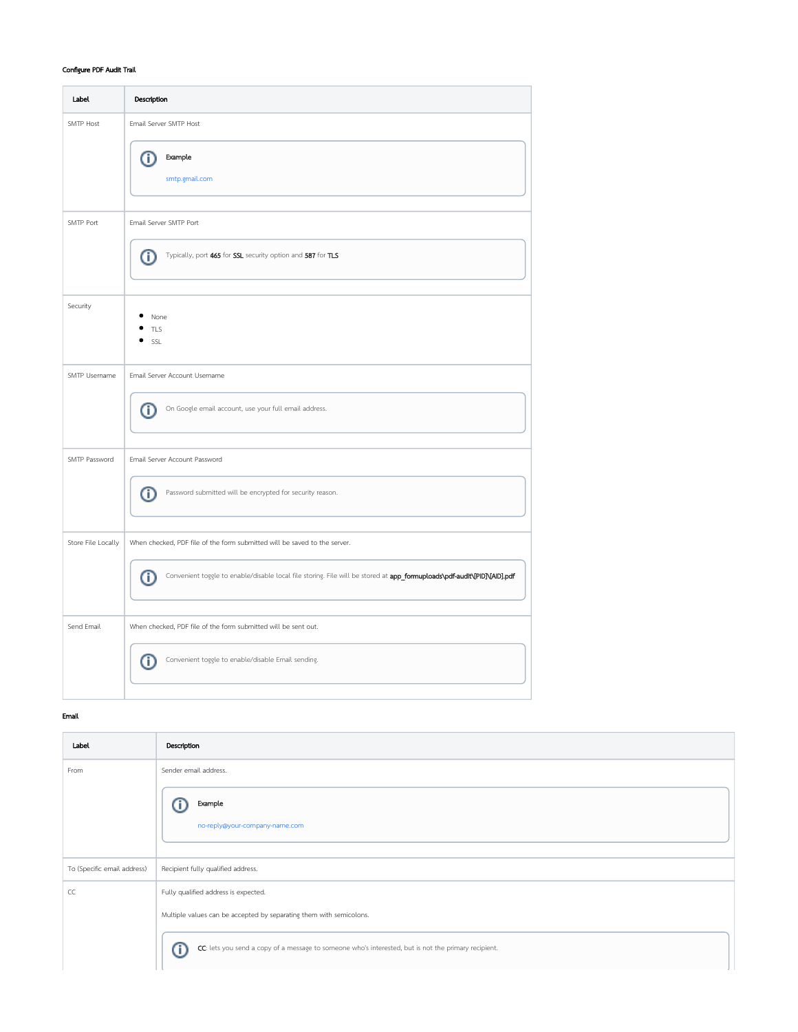**Configure PDF Audit Trail**

| Label | Description |
| --- | --- |
| SMTP Host | Email Server SMTP Host<br><br>**Example**<br>smtp.gmail.com |
| SMTP Port | Email Server SMTP Port<br><br>Typically, port **465** for **SSL** security option and **587** for **TLS** |
| Security | • None<br>• TLS<br>• SSL |
| SMTP Username | Email Server Account Username<br><br>On Google email account, use your full email address. |
| SMTP Password | Email Server Account Password<br><br>Password submitted will be encrypted for security reason. |
| Store File Locally | When checked, PDF file of the form submitted will be saved to the server.<br><br>Convenient toggle to enable/disable local file storing. File will be stored at **app_formuploads\pdf-audit\[PID]\[AID].pdf** |
| Send Email | When checked, PDF file of the form submitted will be sent out.<br><br>Convenient toggle to enable/disable Email sending. |

**Email**

| Label | Description |
| --- | --- |
| From | Sender email address.<br><br>**Example**<br>no-reply@your-company-name.com |
| To (Specific email address) | Recipient fully qualified address. |
| CC | Fully qualified address is expected.<br><br>Multiple values can be accepted by separating them with semicolons.<br><br>**CC**: lets you send a copy of a message to someone who's interested, but is not the primary recipient. |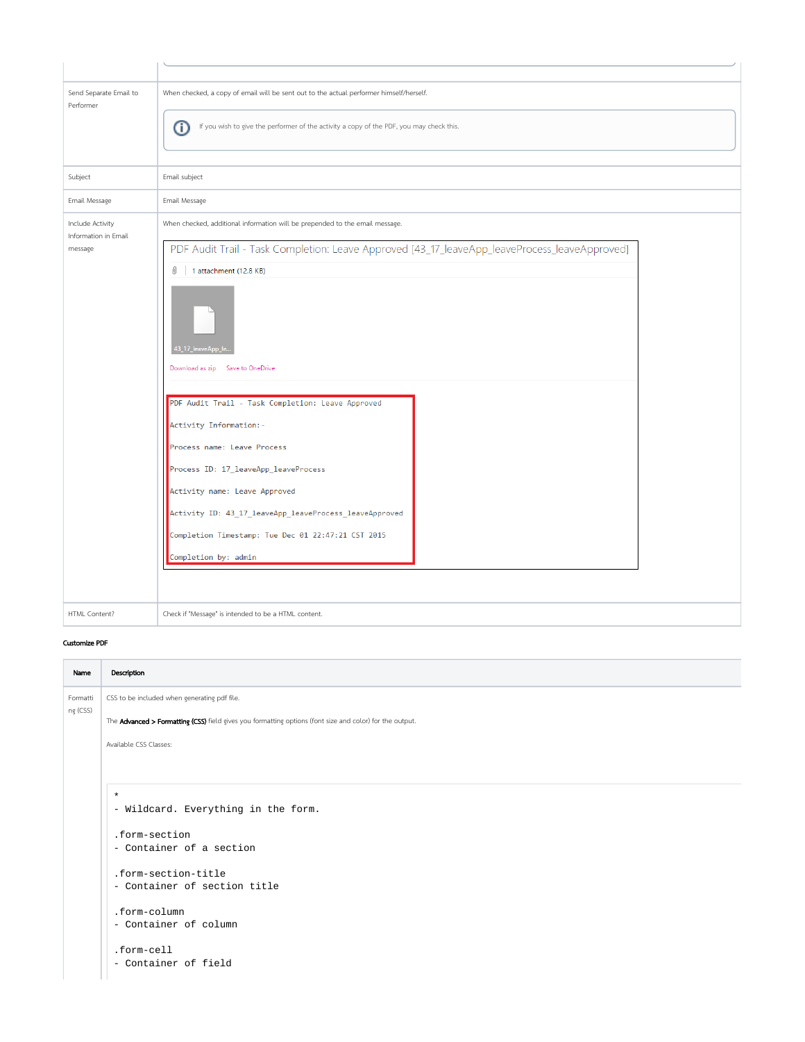| | |
|---|---|
| Send Separate Email to Performer | When checked, a copy of email will be sent out to the actual performer himself/herself.<br><br>If you wish to give the performer of the activity a copy of the PDF, you may check this. |
| Subject | Email subject |
| Email Message | Email Message |
| Include Activity Information in Email message | When checked, additional information will be prepended to the email message.<br><br>PDF Audit Trail - Task Completion: Leave Approved [43_17_leaveApp_leaveProcess_leaveApproved]<br>1 attachment (12.8 KB)<br>43_17_leaveApp_le...<br>Download as zip Save to OneDrive<br><br>PDF Audit Trail - Task Completion: Leave Approved<br>Activity Information:-<br>Process name: Leave Process<br>Process ID: 17_leaveApp_leaveProcess<br>Activity name: Leave Approved<br>Activity ID: 43_17_leaveApp_leaveProcess_leaveApproved<br>Completion Timestamp: Tue Dec 01 22:47:21 CST 2015<br>Completion by: admin |
| HTML Content? | Check if "Message" is intended to be a HTML content. |

**Customize PDF**

| Name | Description |
|---|---|
| Formatting (CSS) | CSS to be included when generating pdf file.<br><br>The **Advanced > Formatting (CSS)** field gives you formatting options (font size and color) for the output.<br><br>Available CSS Classes: |

```
*
- Wildcard. Everything in the form.

.form-section
- Container of a section

.form-section-title
- Container of section title

.form-column
- Container of column

.form-cell
- Container of field
```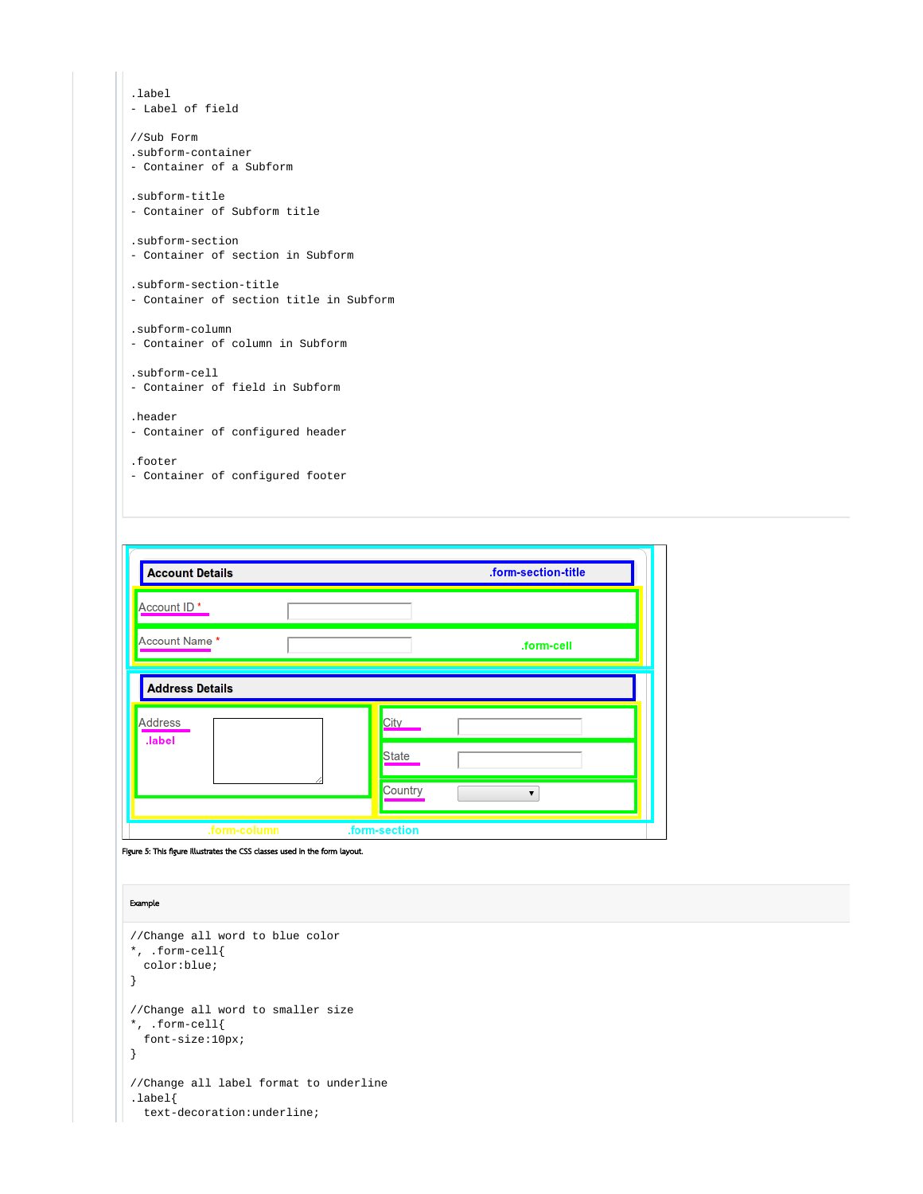```
.label
- Label of field

//Sub Form
.subform-container
- Container of a Subform

.subform-title
- Container of Subform title

.subform-section
- Container of section in Subform

.subform-section-title
- Container of section title in Subform

.subform-column
- Container of column in Subform

.subform-cell
- Container of field in Subform

.header
- Container of configured header

.footer
- Container of configured footer
```

Account Details .form-section-title

Account ID *

Account Name * .form-cell

Address Details

Address .label

City

State

Country

.form-column .form-section

Figure 5: This figure illustrates the CSS classes used in the form layout.

Example

```
//Change all word to blue color
*, .form-cell{
  color:blue;
}

//Change all word to smaller size
*, .form-cell{
  font-size:10px;
}

//Change all label format to underline
.label{
  text-decoration:underline;
```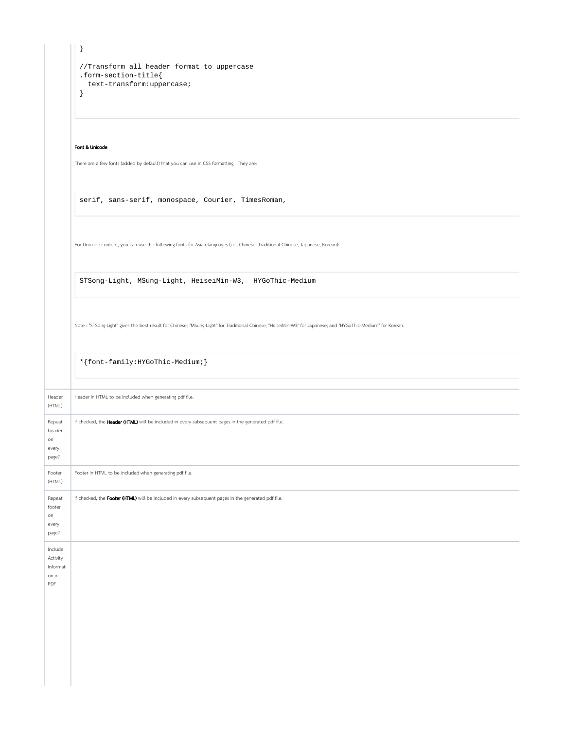```
}

//Transform all header format to uppercase
.form-section-title{
  text-transform:uppercase;
}
```

**Font & Unicode**

There are a few fonts (added by default) that you can use in CSS formatting. They are:

```
serif, sans-serif, monospace, Courier, TimesRoman,
```

For Unicode content, you can use the following fonts for Asian languages (i.e., Chinese, Traditional Chinese, Japanese, Korean):

```
STSong-Light, MSung-Light, HeiseiMin-W3,  HYGoThic-Medium
```

Note : "STSong-Light" gives the best result for Chinese; "MSung-Light" for Traditional Chinese; "HeiseiMin-W3" for Japanese; and "HYGoThic-Medium" for Korean.

```
*{font-family:HYGoThic-Medium;}
```

| | |
|---|---|
| Header (HTML) | Header in HTML to be included when generating pdf file. |
| Repeat header on every page? | If checked, the **Header (HTML)** will be included in every subsequent pages in the generated pdf file. |
| Footer (HTML) | Footer in HTML to be included when generating pdf file. |
| Repeat footer on every page? | If checked, the **Footer (HTML)** will be included in every subsequent pages in the generated pdf file. |
| Include Activity Information in PDF | |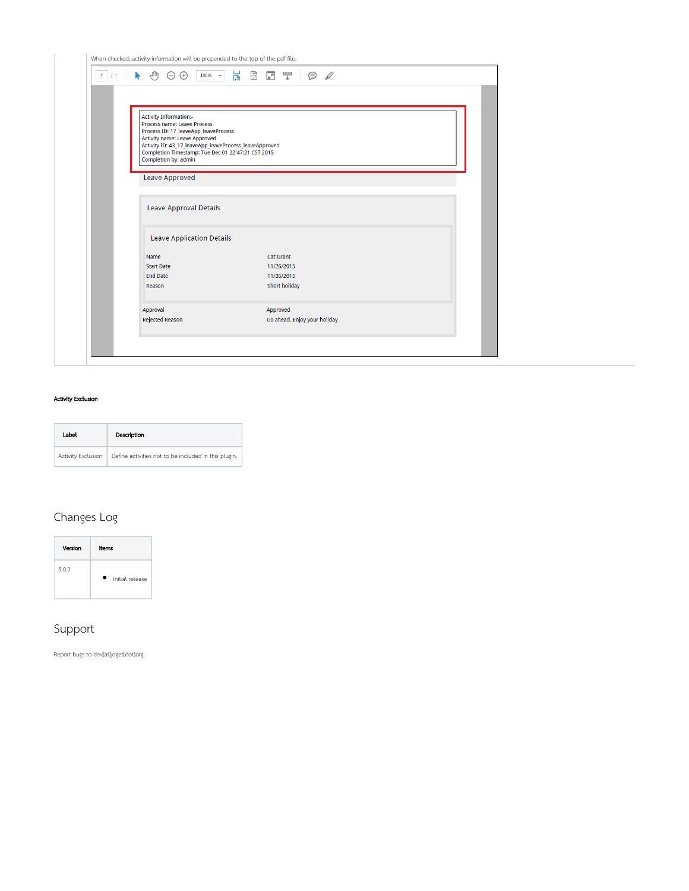When checked, activity information will be prepended to the top of the pdf file.

Activity Information:-
Process name: Leave Process
Process ID: 17_leaveApp_leaveProcess
Activity name: Leave Approved
Activity ID: 43_17_leaveApp_leaveProcess_leaveApproved
Completion Timestamp: Tue Dec 01 22:47:21 CST 2015
Completion by: admin

Leave Approved

Leave Approval Details

Leave Application Details

Name Cat Grant
Start Date 11/26/2015
End Date 11/26/2015
Reason Short holiday

Approval Approved
Rejected Reason Go ahead. Enjoy your holiday

**Activity Exclusion**

| Label | Description |
| --- | --- |
| Activity Exclusion | Define activities not to be included in this plugin. |

## Changes Log

| Version | Items |
| --- | --- |
| 5.0.0 | • Initial release |

## Support

Report bugs to dev[at]joget[dot]org.